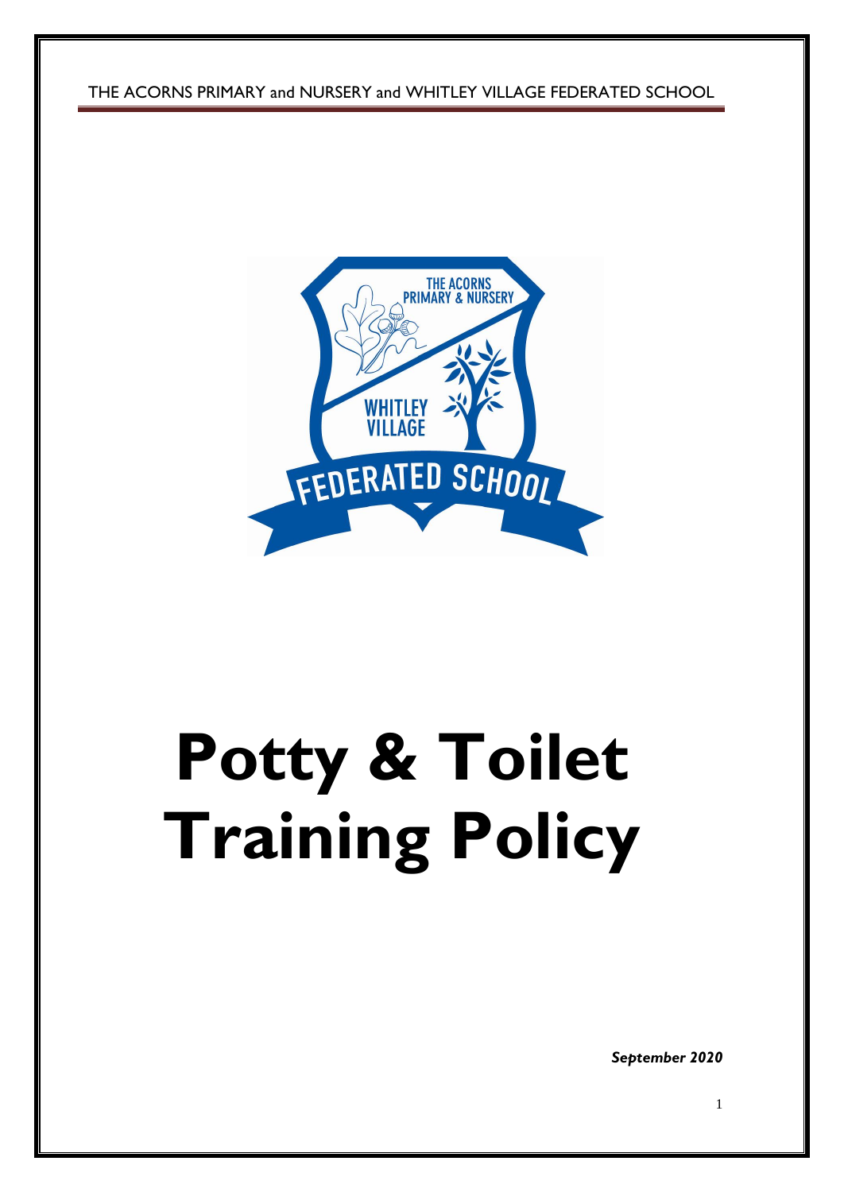THE ACORNS PRIMARY and NURSERY and WHITLEY VILLAGE FEDERATED SCHOOL

# Potty & Toilet Training Policy

***September 2020***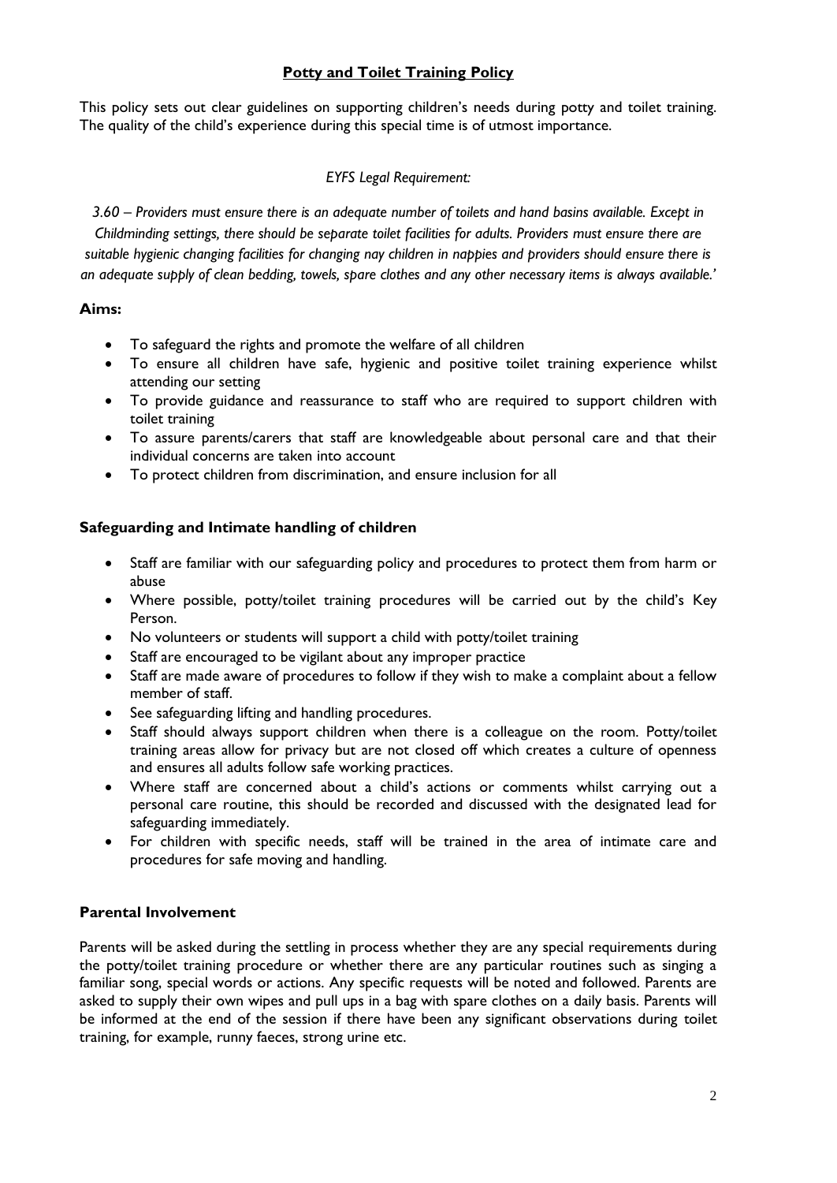## **Potty and Toilet Training Policy**

This policy sets out clear guidelines on supporting children's needs during potty and toilet training. The quality of the child's experience during this special time is of utmost importance.

*EYFS Legal Requirement:*

*3.60 – Providers must ensure there is an adequate number of toilets and hand basins available. Except in Childminding settings, there should be separate toilet facilities for adults. Providers must ensure there are suitable hygienic changing facilities for changing nay children in nappies and providers should ensure there is an adequate supply of clean bedding, towels, spare clothes and any other necessary items is always available.'*

### **Aims:**

- To safeguard the rights and promote the welfare of all children
- To ensure all children have safe, hygienic and positive toilet training experience whilst attending our setting
- To provide guidance and reassurance to staff who are required to support children with toilet training
- To assure parents/carers that staff are knowledgeable about personal care and that their individual concerns are taken into account
- To protect children from discrimination, and ensure inclusion for all

### **Safeguarding and Intimate handling of children**

- Staff are familiar with our safeguarding policy and procedures to protect them from harm or abuse
- Where possible, potty/toilet training procedures will be carried out by the child's Key Person.
- No volunteers or students will support a child with potty/toilet training
- Staff are encouraged to be vigilant about any improper practice
- Staff are made aware of procedures to follow if they wish to make a complaint about a fellow member of staff.
- See safeguarding lifting and handling procedures.
- Staff should always support children when there is a colleague on the room. Potty/toilet training areas allow for privacy but are not closed off which creates a culture of openness and ensures all adults follow safe working practices.
- Where staff are concerned about a child's actions or comments whilst carrying out a personal care routine, this should be recorded and discussed with the designated lead for safeguarding immediately.
- For children with specific needs, staff will be trained in the area of intimate care and procedures for safe moving and handling.

### **Parental Involvement**

Parents will be asked during the settling in process whether they are any special requirements during the potty/toilet training procedure or whether there are any particular routines such as singing a familiar song, special words or actions. Any specific requests will be noted and followed. Parents are asked to supply their own wipes and pull ups in a bag with spare clothes on a daily basis. Parents will be informed at the end of the session if there have been any significant observations during toilet training, for example, runny faeces, strong urine etc.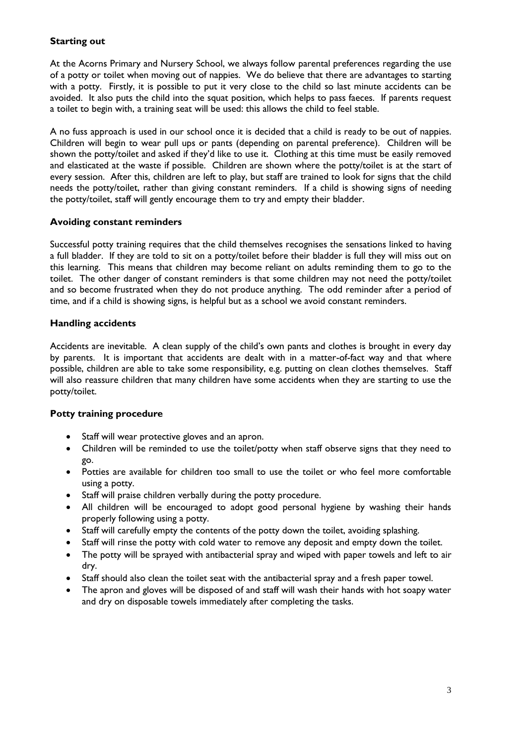### Starting out

At the Acorns Primary and Nursery School, we always follow parental preferences regarding the use of a potty or toilet when moving out of nappies. We do believe that there are advantages to starting with a potty. Firstly, it is possible to put it very close to the child so last minute accidents can be avoided. It also puts the child into the squat position, which helps to pass faeces. If parents request a toilet to begin with, a training seat will be used: this allows the child to feel stable.

A no fuss approach is used in our school once it is decided that a child is ready to be out of nappies. Children will begin to wear pull ups or pants (depending on parental preference). Children will be shown the potty/toilet and asked if they'd like to use it. Clothing at this time must be easily removed and elasticated at the waste if possible. Children are shown where the potty/toilet is at the start of every session. After this, children are left to play, but staff are trained to look for signs that the child needs the potty/toilet, rather than giving constant reminders. If a child is showing signs of needing the potty/toilet, staff will gently encourage them to try and empty their bladder.

### Avoiding constant reminders

Successful potty training requires that the child themselves recognises the sensations linked to having a full bladder. If they are told to sit on a potty/toilet before their bladder is full they will miss out on this learning. This means that children may become reliant on adults reminding them to go to the toilet. The other danger of constant reminders is that some children may not need the potty/toilet and so become frustrated when they do not produce anything. The odd reminder after a period of time, and if a child is showing signs, is helpful but as a school we avoid constant reminders.

### Handling accidents

Accidents are inevitable. A clean supply of the child's own pants and clothes is brought in every day by parents. It is important that accidents are dealt with in a matter-of-fact way and that where possible, children are able to take some responsibility, e.g. putting on clean clothes themselves. Staff will also reassure children that many children have some accidents when they are starting to use the potty/toilet.

### Potty training procedure

- Staff will wear protective gloves and an apron.
- Children will be reminded to use the toilet/potty when staff observe signs that they need to go.
- Potties are available for children too small to use the toilet or who feel more comfortable using a potty.
- Staff will praise children verbally during the potty procedure.
- All children will be encouraged to adopt good personal hygiene by washing their hands properly following using a potty.
- Staff will carefully empty the contents of the potty down the toilet, avoiding splashing.
- Staff will rinse the potty with cold water to remove any deposit and empty down the toilet.
- The potty will be sprayed with antibacterial spray and wiped with paper towels and left to air dry.
- Staff should also clean the toilet seat with the antibacterial spray and a fresh paper towel.
- The apron and gloves will be disposed of and staff will wash their hands with hot soapy water and dry on disposable towels immediately after completing the tasks.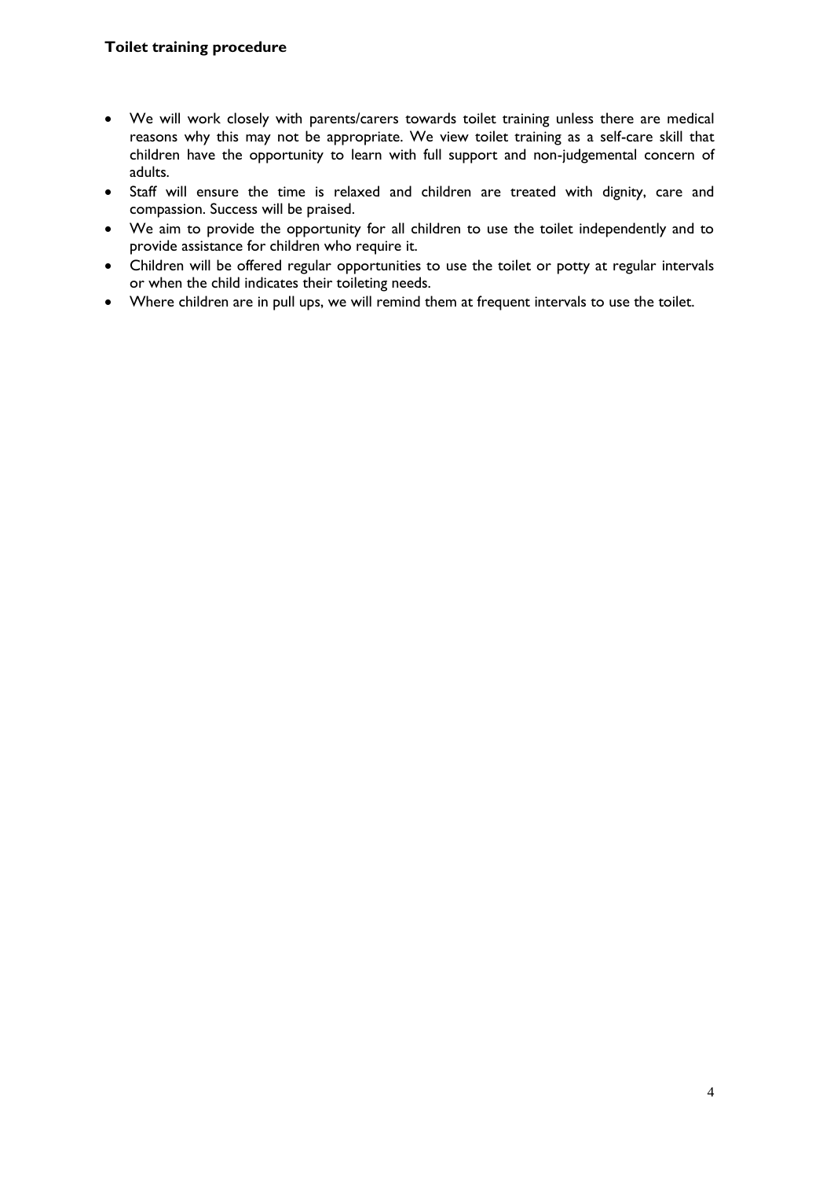**Toilet training procedure**

- We will work closely with parents/carers towards toilet training unless there are medical reasons why this may not be appropriate. We view toilet training as a self-care skill that children have the opportunity to learn with full support and non-judgemental concern of adults.
- Staff will ensure the time is relaxed and children are treated with dignity, care and compassion. Success will be praised.
- We aim to provide the opportunity for all children to use the toilet independently and to provide assistance for children who require it.
- Children will be offered regular opportunities to use the toilet or potty at regular intervals or when the child indicates their toileting needs.
- Where children are in pull ups, we will remind them at frequent intervals to use the toilet.